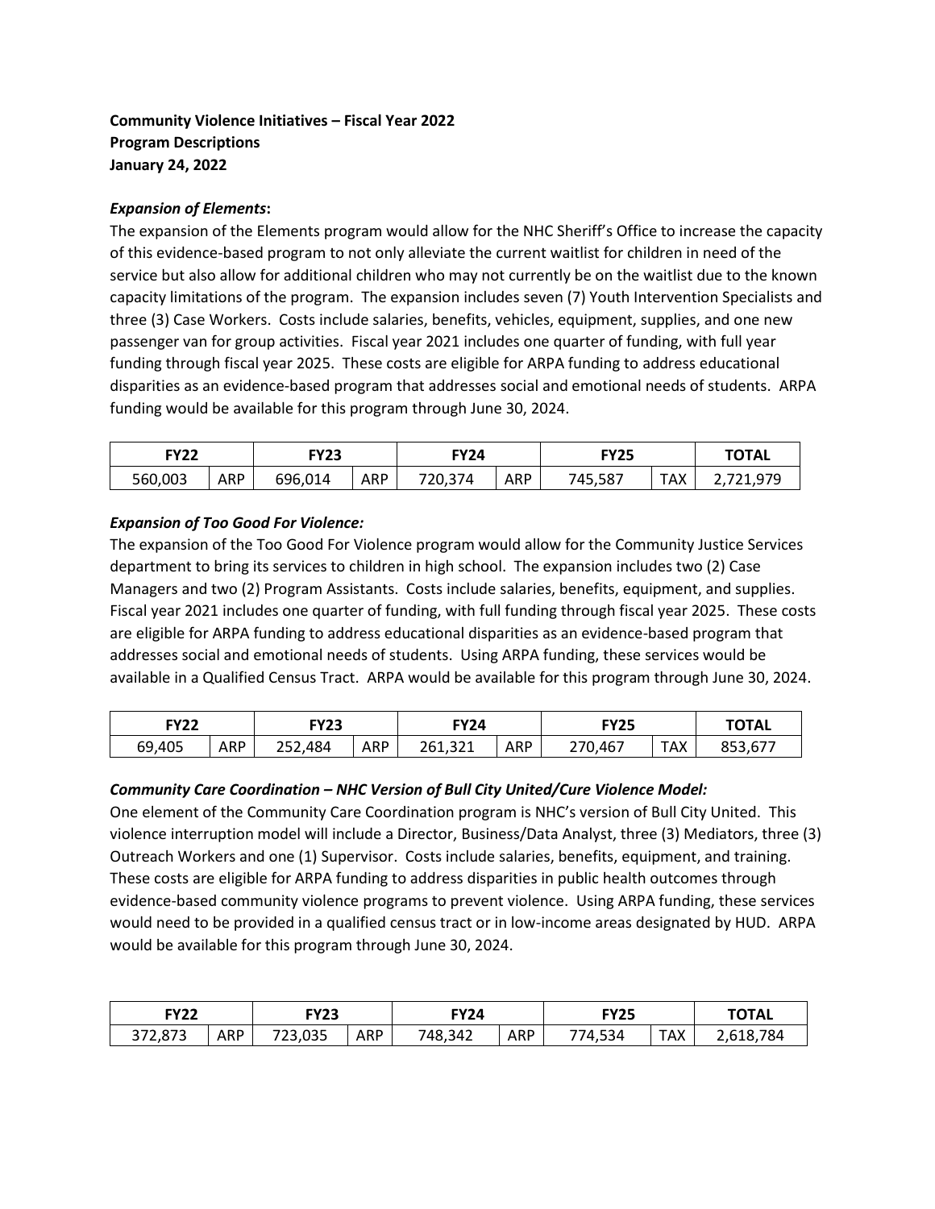**Community Violence Initiatives – Fiscal Year 2022**
**Program Descriptions**
**January 24, 2022**

***Expansion of Elements*:**
The expansion of the Elements program would allow for the NHC Sheriff's Office to increase the capacity of this evidence-based program to not only alleviate the current waitlist for children in need of the service but also allow for additional children who may not currently be on the waitlist due to the known capacity limitations of the program. The expansion includes seven (7) Youth Intervention Specialists and three (3) Case Workers. Costs include salaries, benefits, vehicles, equipment, supplies, and one new passenger van for group activities. Fiscal year 2021 includes one quarter of funding, with full year funding through fiscal year 2025. These costs are eligible for ARPA funding to address educational disparities as an evidence-based program that addresses social and emotional needs of students. ARPA funding would be available for this program through June 30, 2024.

| FY22 | | FY23 | | FY24 | | FY25 | | TOTAL |
|---|---|---|---|---|---|---|---|---|
| 560,003 | ARP | 696,014 | ARP | 720,374 | ARP | 745,587 | TAX | 2,721,979 |

***Expansion of Too Good For Violence:***
The expansion of the Too Good For Violence program would allow for the Community Justice Services department to bring its services to children in high school. The expansion includes two (2) Case Managers and two (2) Program Assistants. Costs include salaries, benefits, equipment, and supplies. Fiscal year 2021 includes one quarter of funding, with full funding through fiscal year 2025. These costs are eligible for ARPA funding to address educational disparities as an evidence-based program that addresses social and emotional needs of students. Using ARPA funding, these services would be available in a Qualified Census Tract. ARPA would be available for this program through June 30, 2024.

| FY22 | | FY23 | | FY24 | | FY25 | | TOTAL |
|---|---|---|---|---|---|---|---|---|
| 69,405 | ARP | 252,484 | ARP | 261,321 | ARP | 270,467 | TAX | 853,677 |

***Community Care Coordination – NHC Version of Bull City United/Cure Violence Model:***
One element of the Community Care Coordination program is NHC's version of Bull City United. This violence interruption model will include a Director, Business/Data Analyst, three (3) Mediators, three (3) Outreach Workers and one (1) Supervisor. Costs include salaries, benefits, equipment, and training. These costs are eligible for ARPA funding to address disparities in public health outcomes through evidence-based community violence programs to prevent violence. Using ARPA funding, these services would need to be provided in a qualified census tract or in low-income areas designated by HUD. ARPA would be available for this program through June 30, 2024.

| FY22 | | FY23 | | FY24 | | FY25 | | TOTAL |
|---|---|---|---|---|---|---|---|---|
| 372,873 | ARP | 723,035 | ARP | 748,342 | ARP | 774,534 | TAX | 2,618,784 |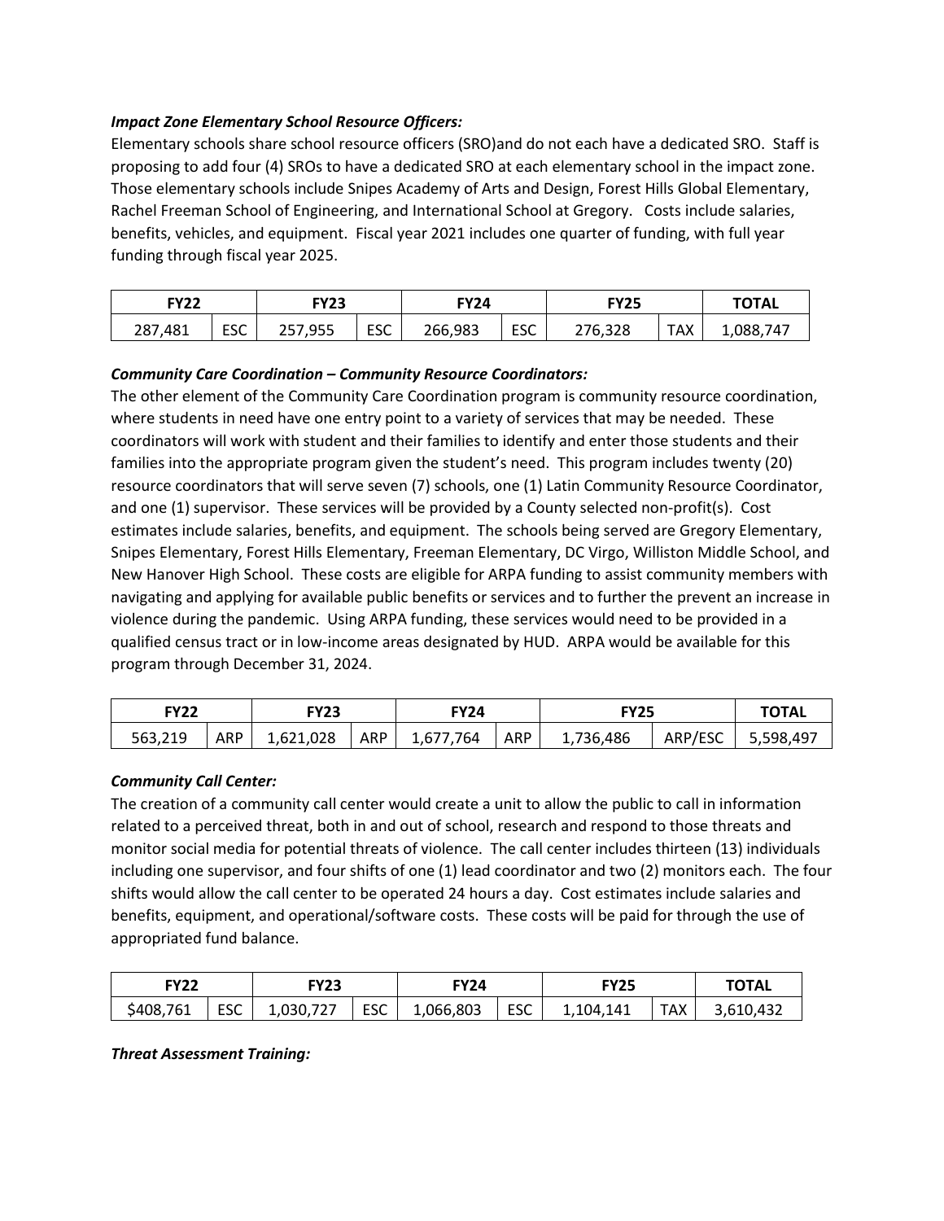***Impact Zone Elementary School Resource Officers:***

Elementary schools share school resource officers (SRO)and do not each have a dedicated SRO. Staff is proposing to add four (4) SROs to have a dedicated SRO at each elementary school in the impact zone. Those elementary schools include Snipes Academy of Arts and Design, Forest Hills Global Elementary, Rachel Freeman School of Engineering, and International School at Gregory. Costs include salaries, benefits, vehicles, and equipment. Fiscal year 2021 includes one quarter of funding, with full year funding through fiscal year 2025.

| FY22 | | FY23 | | FY24 | | FY25 | | TOTAL |
|---|---|---|---|---|---|---|---|---|
| 287,481 | ESC | 257,955 | ESC | 266,983 | ESC | 276,328 | TAX | 1,088,747 |

***Community Care Coordination – Community Resource Coordinators:***

The other element of the Community Care Coordination program is community resource coordination, where students in need have one entry point to a variety of services that may be needed. These coordinators will work with student and their families to identify and enter those students and their families into the appropriate program given the student's need. This program includes twenty (20) resource coordinators that will serve seven (7) schools, one (1) Latin Community Resource Coordinator, and one (1) supervisor. These services will be provided by a County selected non-profit(s). Cost estimates include salaries, benefits, and equipment. The schools being served are Gregory Elementary, Snipes Elementary, Forest Hills Elementary, Freeman Elementary, DC Virgo, Williston Middle School, and New Hanover High School. These costs are eligible for ARPA funding to assist community members with navigating and applying for available public benefits or services and to further the prevent an increase in violence during the pandemic. Using ARPA funding, these services would need to be provided in a qualified census tract or in low-income areas designated by HUD. ARPA would be available for this program through December 31, 2024.

| FY22 | | FY23 | | FY24 | | FY25 | | TOTAL |
|---|---|---|---|---|---|---|---|---|
| 563,219 | ARP | 1,621,028 | ARP | 1,677,764 | ARP | 1,736,486 | ARP/ESC | 5,598,497 |

***Community Call Center:***

The creation of a community call center would create a unit to allow the public to call in information related to a perceived threat, both in and out of school, research and respond to those threats and monitor social media for potential threats of violence. The call center includes thirteen (13) individuals including one supervisor, and four shifts of one (1) lead coordinator and two (2) monitors each. The four shifts would allow the call center to be operated 24 hours a day. Cost estimates include salaries and benefits, equipment, and operational/software costs. These costs will be paid for through the use of appropriated fund balance.

| FY22 | | FY23 | | FY24 | | FY25 | | TOTAL |
|---|---|---|---|---|---|---|---|---|
| $408,761 | ESC | 1,030,727 | ESC | 1,066,803 | ESC | 1,104,141 | TAX | 3,610,432 |

***Threat Assessment Training:***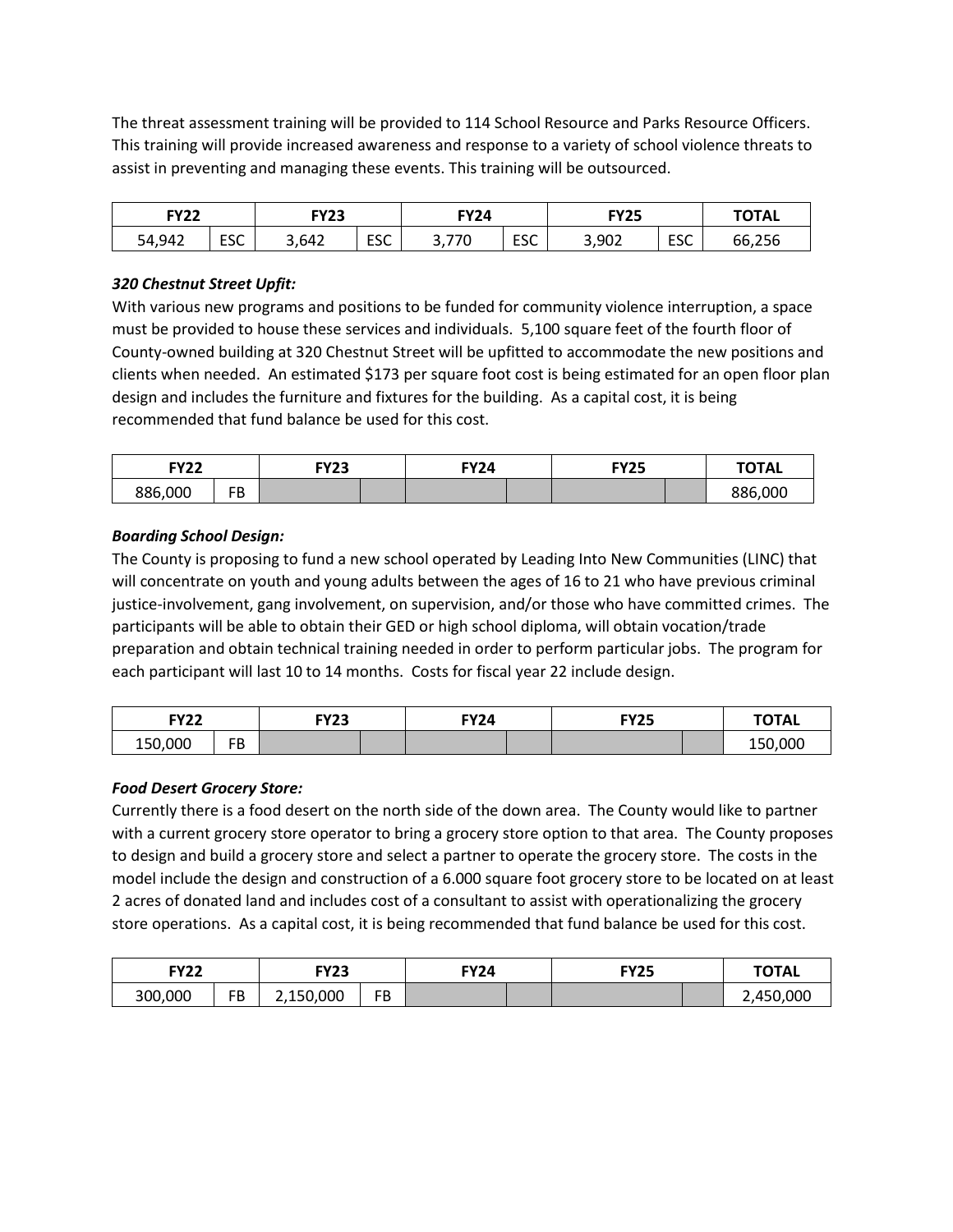The threat assessment training will be provided to 114 School Resource and Parks Resource Officers. This training will provide increased awareness and response to a variety of school violence threats to assist in preventing and managing these events. This training will be outsourced.

| FY22 | | FY23 | | FY24 | | FY25 | | TOTAL |
|---|---|---|---|---|---|---|---|---|
| 54,942 | ESC | 3,642 | ESC | 3,770 | ESC | 3,902 | ESC | 66,256 |

***320 Chestnut Street Upfit:***

With various new programs and positions to be funded for community violence interruption, a space must be provided to house these services and individuals. 5,100 square feet of the fourth floor of County-owned building at 320 Chestnut Street will be upfitted to accommodate the new positions and clients when needed. An estimated $173 per square foot cost is being estimated for an open floor plan design and includes the furniture and fixtures for the building. As a capital cost, it is being recommended that fund balance be used for this cost.

| FY22 | | FY23 | | FY24 | | FY25 | | TOTAL |
|---|---|---|---|---|---|---|---|---|
| 886,000 | FB | | | | | | | 886,000 |

***Boarding School Design:***

The County is proposing to fund a new school operated by Leading Into New Communities (LINC) that will concentrate on youth and young adults between the ages of 16 to 21 who have previous criminal justice-involvement, gang involvement, on supervision, and/or those who have committed crimes. The participants will be able to obtain their GED or high school diploma, will obtain vocation/trade preparation and obtain technical training needed in order to perform particular jobs. The program for each participant will last 10 to 14 months. Costs for fiscal year 22 include design.

| FY22 | | FY23 | | FY24 | | FY25 | | TOTAL |
|---|---|---|---|---|---|---|---|---|
| 150,000 | FB | | | | | | | 150,000 |

***Food Desert Grocery Store:***

Currently there is a food desert on the north side of the down area. The County would like to partner with a current grocery store operator to bring a grocery store option to that area. The County proposes to design and build a grocery store and select a partner to operate the grocery store. The costs in the model include the design and construction of a 6.000 square foot grocery store to be located on at least 2 acres of donated land and includes cost of a consultant to assist with operationalizing the grocery store operations. As a capital cost, it is being recommended that fund balance be used for this cost.

| FY22 | | FY23 | | FY24 | | FY25 | | TOTAL |
|---|---|---|---|---|---|---|---|---|
| 300,000 | FB | 2,150,000 | FB | | | | | 2,450,000 |